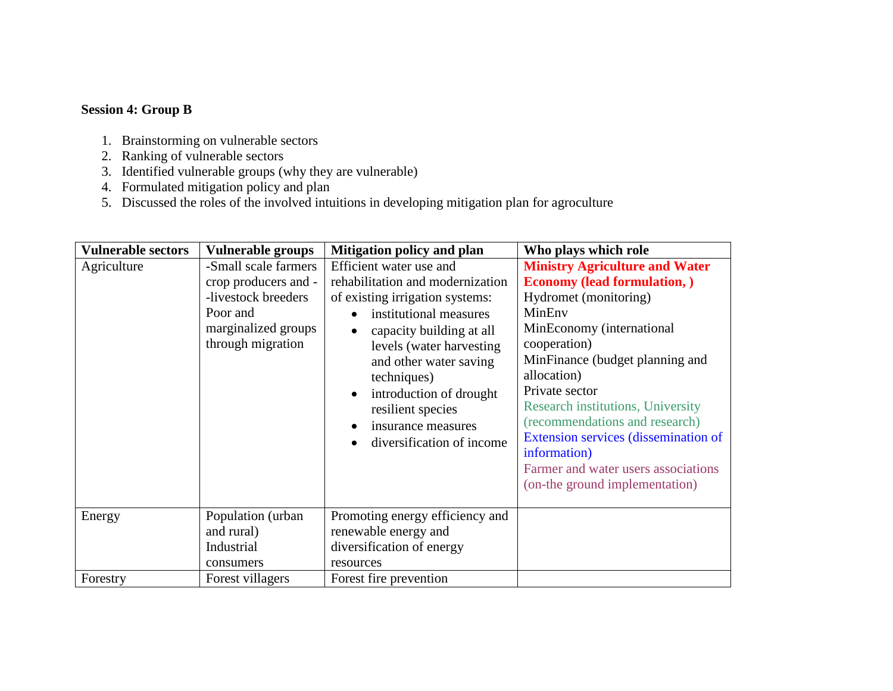**Session 4: Group B**

1. Brainstorming on vulnerable sectors
2. Ranking of vulnerable sectors
3. Identified vulnerable groups (why they are vulnerable)
4. Formulated mitigation policy and plan
5. Discussed the roles of the involved intuitions in developing mitigation plan for agroculture

| **Vulnerable sectors** | **Vulnerable groups** | **Mitigation policy and plan** | **Who plays which role** |
|---|---|---|---|
| Agriculture | -Small scale farmers crop producers and --livestock breeders<br>Poor and marginalized groups through migration | Efficient water use and rehabilitation and modernization of existing irrigation systems:<br>• institutional measures<br>• capacity building at all levels (water harvesting and other water saving techniques)<br>• introduction of drought resilient species<br>• insurance measures<br>• diversification of income | **Ministry Agriculture and Water Economy (lead formulation, )**<br>Hydromet (monitoring)<br>MinEnv<br>MinEconomy (international cooperation)<br>MinFinance (budget planning and allocation)<br>Private sector<br>Research institutions, University (recommendations and research)<br>Extension services (dissemination of information)<br>Farmer and water users associations (on-the ground implementation) |
| Energy | Population (urban and rural)<br>Industrial consumers | Promoting energy efficiency and renewable energy and diversification of energy resources | |
| Forestry | Forest villagers | Forest fire prevention | |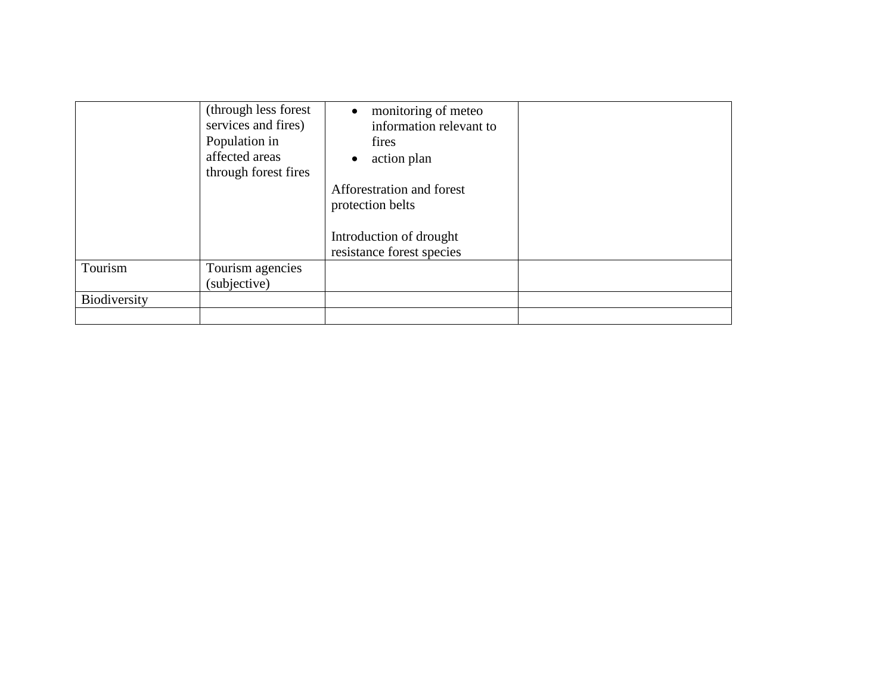| | | | |
|---|---|---|---|
| | (through less forest services and fires) Population in affected areas through forest fires | • monitoring of meteo information relevant to fires<br>• action plan<br><br>Afforestration and forest protection belts<br><br>Introduction of drought resistance forest species | |
| Tourism | Tourism agencies (subjective) | | |
| Biodiversity | | | |
| | | | |